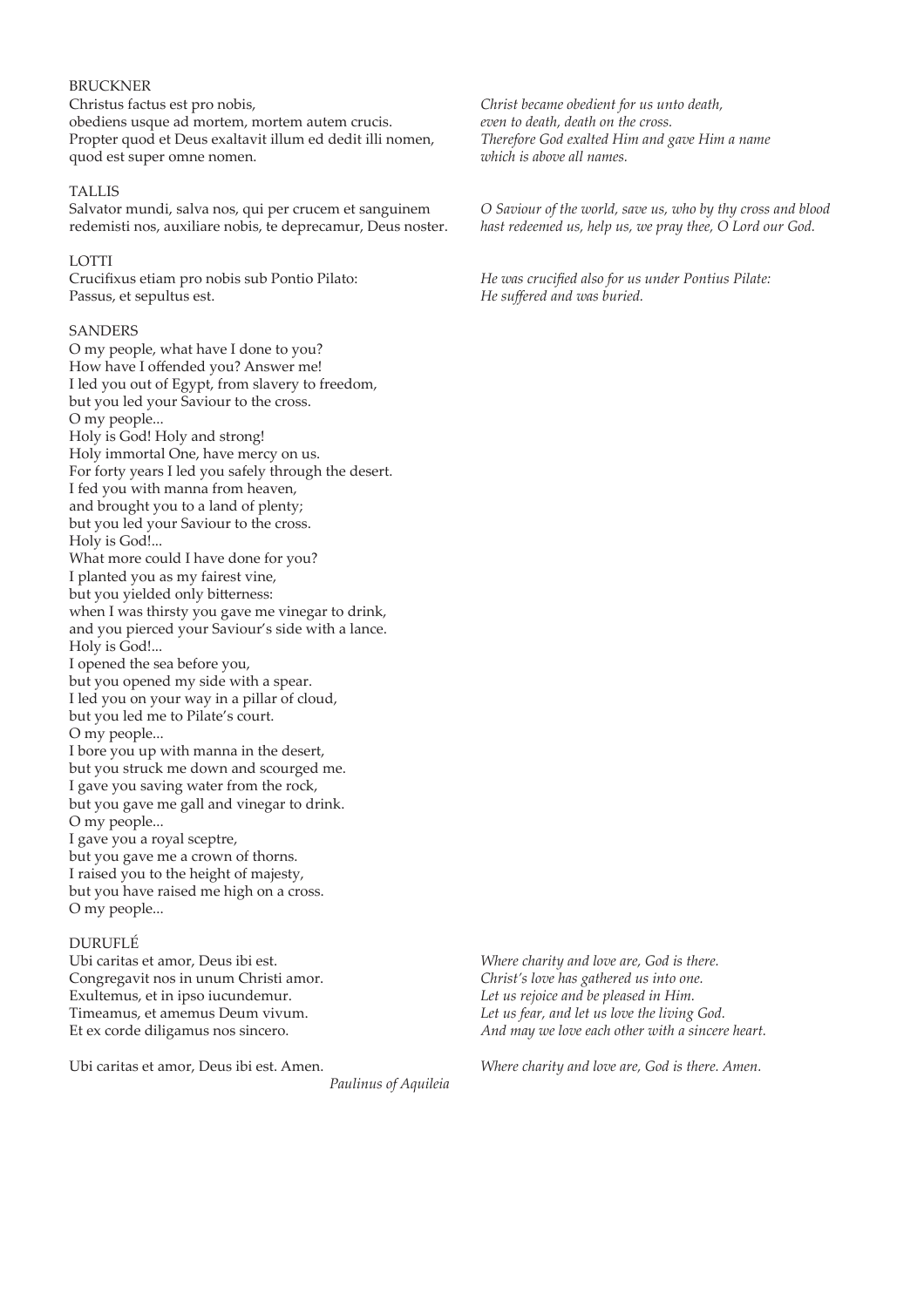## BRUCKNER

Christus factus est pro nobis,
obediens usque ad mortem, mortem autem crucis.
Propter quod et Deus exaltavit illum ed dedit illi nomen,
quod est super omne nomen.

*Christ became obedient for us unto death,*
*even to death, death on the cross.*
*Therefore God exalted Him and gave Him a name*
*which is above all names.*

## TALLIS

Salvator mundi, salva nos, qui per crucem et sanguinem
redemisti nos, auxiliare nobis, te deprecamur, Deus noster.

*O Saviour of the world, save us, who by thy cross and blood*
*hast redeemed us, help us, we pray thee, O Lord our God.*

## LOTTI

Crucifixus etiam pro nobis sub Pontio Pilato:
Passus, et sepultus est.

*He was crucified also for us under Pontius Pilate:*
*He suffered and was buried.*

## SANDERS

O my people, what have I done to you?
How have I offended you? Answer me!
I led you out of Egypt, from slavery to freedom,
but you led your Saviour to the cross.
O my people...
Holy is God! Holy and strong!
Holy immortal One, have mercy on us.
For forty years I led you safely through the desert.
I fed you with manna from heaven,
and brought you to a land of plenty;
but you led your Saviour to the cross.
Holy is God!...
What more could I have done for you?
I planted you as my fairest vine,
but you yielded only bitterness:
when I was thirsty you gave me vinegar to drink,
and you pierced your Saviour's side with a lance.
Holy is God!...
I opened the sea before you,
but you opened my side with a spear.
I led you on your way in a pillar of cloud,
but you led me to Pilate's court.
O my people...
I bore you up with manna in the desert,
but you struck me down and scourged me.
I gave you saving water from the rock,
but you gave me gall and vinegar to drink.
O my people...
I gave you a royal sceptre,
but you gave me a crown of thorns.
I raised you to the height of majesty,
but you have raised me high on a cross.
O my people...

## DURUFLÉ

Ubi caritas et amor, Deus ibi est.
Congregavit nos in unum Christi amor.
Exultemus, et in ipso iucundemur.
Timeamus, et amemus Deum vivum.
Et ex corde diligamus nos sincero.

Ubi caritas et amor, Deus ibi est. Amen.

*Paulinus of Aquileia*

*Where charity and love are, God is there.*
*Christ's love has gathered us into one.*
*Let us rejoice and be pleased in Him.*
*Let us fear, and let us love the living God.*
*And may we love each other with a sincere heart.*

*Where charity and love are, God is there. Amen.*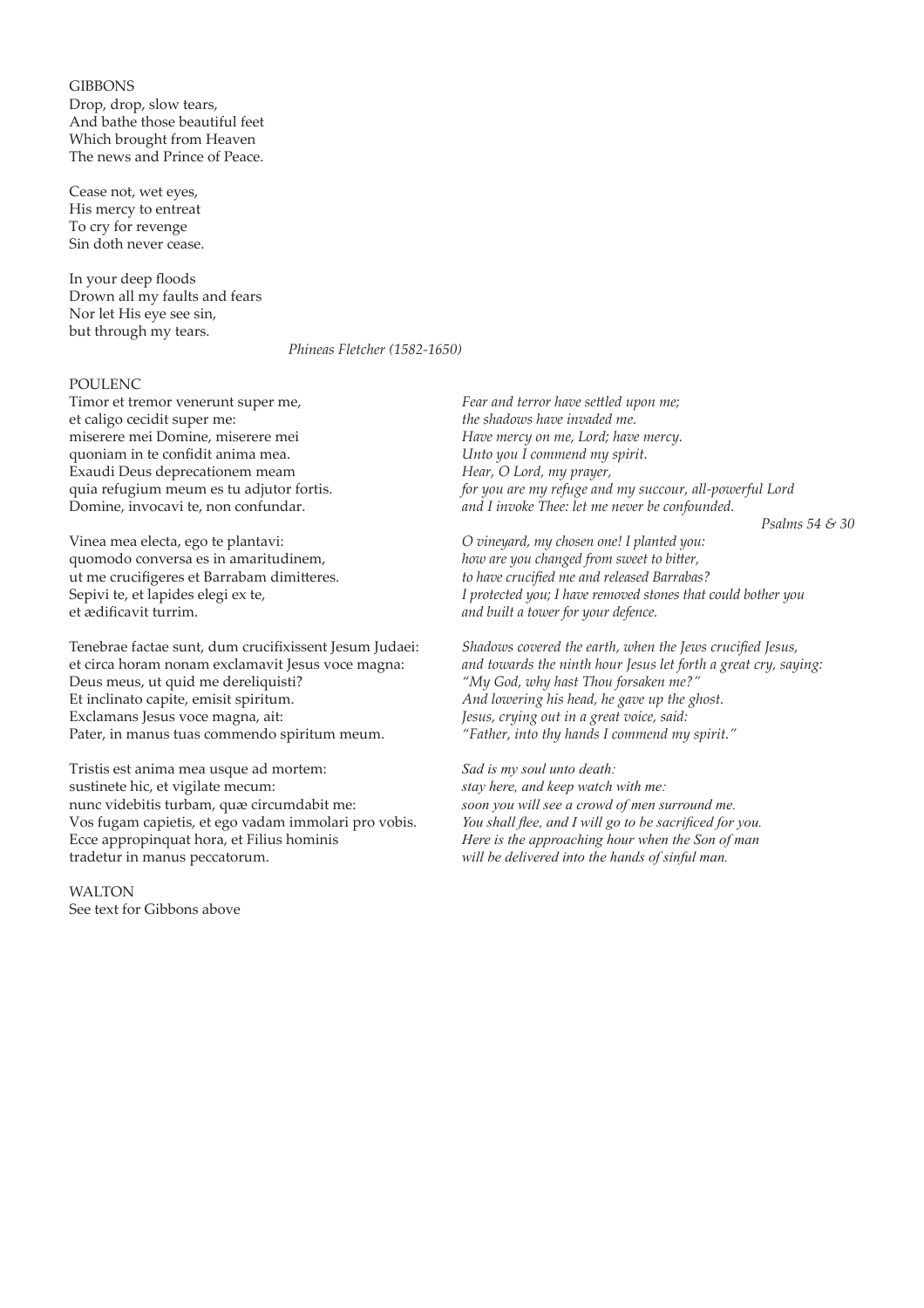GIBBONS

Drop, drop, slow tears,
And bathe those beautiful feet
Which brought from Heaven
The news and Prince of Peace.

Cease not, wet eyes,
His mercy to entreat
To cry for revenge
Sin doth never cease.

In your deep floods
Drown all my faults and fears
Nor let His eye see sin,
but through my tears.

*Phineas Fletcher (1582-1650)*

POULENC

Timor et tremor venerunt super me,
et caligo cecidit super me:
miserere mei Domine, miserere mei
quoniam in te confidit anima mea.
Exaudi Deus deprecationem meam
quia refugium meum es tu adjutor fortis.
Domine, invocavi te, non confundar.

*Fear and terror have settled upon me;
the shadows have invaded me.
Have mercy on me, Lord; have mercy.
Unto you I commend my spirit.
Hear, O Lord, my prayer,
for you are my refuge and my succour, all-powerful Lord
and I invoke Thee: let me never be confounded.*

*Psalms 54 & 30*

Vinea mea electa, ego te plantavi:
quomodo conversa es in amaritudinem,
ut me crucifigeres et Barrabam dimitteres.
Sepivi te, et lapides elegi ex te,
et ædificavit turrim.

*O vineyard, my chosen one! I planted you:
how are you changed from sweet to bitter,
to have crucified me and released Barrabas?
I protected you; I have removed stones that could bother you
and built a tower for your defence.*

Tenebrae factae sunt, dum crucifixissent Jesum Judaei:
et circa horam nonam exclamavit Jesus voce magna:
Deus meus, ut quid me dereliquisti?
Et inclinato capite, emisit spiritum.
Exclamans Jesus voce magna, ait:
Pater, in manus tuas commendo spiritum meum.

*Shadows covered the earth, when the Jews crucified Jesus,
and towards the ninth hour Jesus let forth a great cry, saying:
"My God, why hast Thou forsaken me?"
And lowering his head, he gave up the ghost.
Jesus, crying out in a great voice, said:
"Father, into thy hands I commend my spirit."*

Tristis est anima mea usque ad mortem:
sustinete hic, et vigilate mecum:
nunc videbitis turbam, quæ circumdabit me:
Vos fugam capietis, et ego vadam immolari pro vobis.
Ecce appropinquat hora, et Filius hominis
tradetur in manus peccatorum.

*Sad is my soul unto death:
stay here, and keep watch with me:
soon you will see a crowd of men surround me.
You shall flee, and I will go to be sacrificed for you.
Here is the approaching hour when the Son of man
will be delivered into the hands of sinful man.*

WALTON

See text for Gibbons above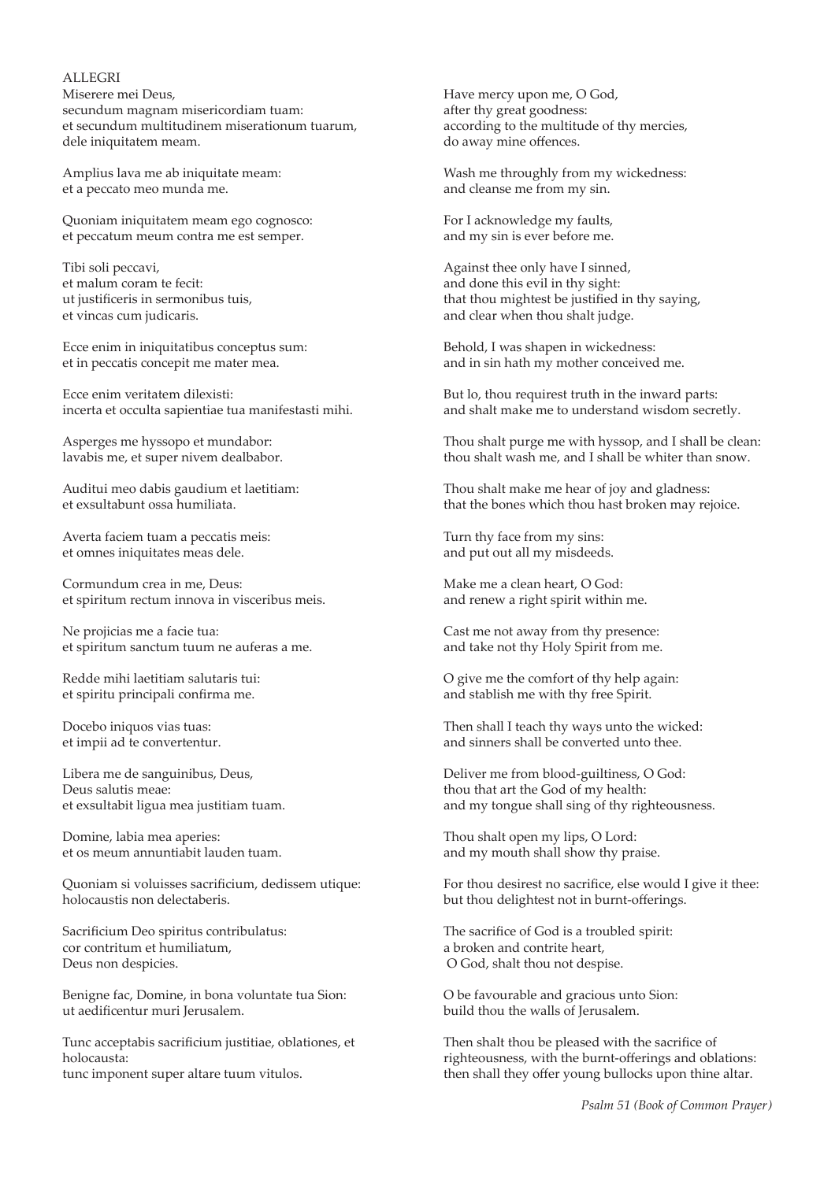ALLEGRI

Miserere mei Deus,
secundum magnam misericordiam tuam:
et secundum multitudinem miserationum tuarum,
dele iniquitatem meam.

Amplius lava me ab iniquitate meam:
et a peccato meo munda me.

Quoniam iniquitatem meam ego cognosco:
et peccatum meum contra me est semper.

Tibi soli peccavi,
et malum coram te fecit:
ut justificeris in sermonibus tuis,
et vincas cum judicaris.

Ecce enim in iniquitatibus conceptus sum:
et in peccatis concepit me mater mea.

Ecce enim veritatem dilexisti:
incerta et occulta sapientiae tua manifestasti mihi.

Asperges me hyssopo et mundabor:
lavabis me, et super nivem dealbabor.

Auditui meo dabis gaudium et laetitiam:
et exsultabunt ossa humiliata.

Averta faciem tuam a peccatis meis:
et omnes iniquitates meas dele.

Cormundum crea in me, Deus:
et spiritum rectum innova in visceribus meis.

Ne projicias me a facie tua:
et spiritum sanctum tuum ne auferas a me.

Redde mihi laetitiam salutaris tui:
et spiritu principali confirma me.

Docebo iniquos vias tuas:
et impii ad te convertentur.

Libera me de sanguinibus, Deus,
Deus salutis meae:
et exsultabit ligua mea justitiam tuam.

Domine, labia mea aperies:
et os meum annuntiabit lauden tuam.

Quoniam si voluisses sacrificium, dedissem utique:
holocaustis non delectaberis.

Sacrificium Deo spiritus contribulatus:
cor contritum et humiliatum,
Deus non despicies.

Benigne fac, Domine, in bona voluntate tua Sion:
ut aedificentur muri Jerusalem.

Tunc acceptabis sacrificium justitiae, oblationes, et holocausta:
tunc imponent super altare tuum vitulos.

Have mercy upon me, O God,
after thy great goodness:
according to the multitude of thy mercies,
do away mine offences.

Wash me throughly from my wickedness:
and cleanse me from my sin.

For I acknowledge my faults,
and my sin is ever before me.

Against thee only have I sinned,
and done this evil in thy sight:
that thou mightest be justified in thy saying,
and clear when thou shalt judge.

Behold, I was shapen in wickedness:
and in sin hath my mother conceived me.

But lo, thou requirest truth in the inward parts:
and shalt make me to understand wisdom secretly.

Thou shalt purge me with hyssop, and I shall be clean:
thou shalt wash me, and I shall be whiter than snow.

Thou shalt make me hear of joy and gladness:
that the bones which thou hast broken may rejoice.

Turn thy face from my sins:
and put out all my misdeeds.

Make me a clean heart, O God:
and renew a right spirit within me.

Cast me not away from thy presence:
and take not thy Holy Spirit from me.

O give me the comfort of thy help again:
and stablish me with thy free Spirit.

Then shall I teach thy ways unto the wicked:
and sinners shall be converted unto thee.

Deliver me from blood-guiltiness, O God:
thou that art the God of my health:
and my tongue shall sing of thy righteousness.

Thou shalt open my lips, O Lord:
and my mouth shall show thy praise.

For thou desirest no sacrifice, else would I give it thee:
but thou delightest not in burnt-offerings.

The sacrifice of God is a troubled spirit:
a broken and contrite heart,
O God, shalt thou not despise.

O be favourable and gracious unto Sion:
build thou the walls of Jerusalem.

Then shalt thou be pleased with the sacrifice of righteousness, with the burnt-offerings and oblations:
then shall they offer young bullocks upon thine altar.

*Psalm 51 (Book of Common Prayer)*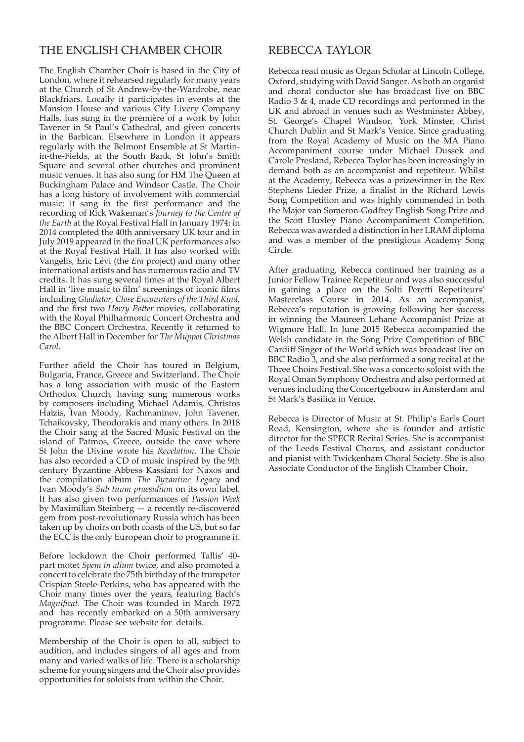## THE ENGLISH CHAMBER CHOIR

The English Chamber Choir is based in the City of London, where it rehearsed regularly for many years at the Church of St Andrew-by-the-Wardrobe, near Blackfriars. Locally it participates in events at the Mansion House and various City Livery Company Halls, has sung in the première of a work by John Tavener in St Paul's Cathedral, and given concerts in the Barbican. Elsewhere in London it appears regularly with the Belmont Ensemble at St Martin-in-the-Fields, at the South Bank, St John's Smith Square and several other churches and prominent music venues. It has also sung for HM The Queen at Buckingham Palace and Windsor Castle. The Choir has a long history of involvement with commercial music: it sang in the first performance and the recording of Rick Wakeman's *Journey to the Centre of the Earth* at the Royal Festival Hall in January 1974; in 2014 completed the 40th anniversary UK tour and in July 2019 appeared in the final UK performances also at the Royal Festival Hall. It has also worked with Vangelis, Eric Lévi (the *Era* project) and many other international artists and has numerous radio and TV credits. It has sung several times at the Royal Albert Hall in 'live music to film' screenings of iconic films including *Gladiator*, *Close Encounters of the Third Kind*, and the first two *Harry Potter* movies, collaborating with the Royal Philharmonic Concert Orchestra and the BBC Concert Orchestra. Recently it returned to the Albert Hall in December for *The Muppet Christmas Carol*.

Further afield the Choir has toured in Belgium, Bulgaria, France, Greece and Switzerland. The Choir has a long association with music of the Eastern Orthodox Church, having sung numerous works by composers including Michael Adamis, Christos Hatzis, Ivan Moody, Rachmaninov, John Tavener, Tchaikovsky, Theodorakis and many others. In 2018 the Choir sang at the Sacred Music Festival on the island of Patmos, Greece, outside the cave where St John the Divine wrote his *Revelation*. The Choir has also recorded a CD of music inspired by the 9th century Byzantine Abbess Kassiani for Naxos and the compilation album *The Byzantine Legacy* and Ivan Moody's *Sub tuum praesidium* on its own label. It has also given two performances of *Passion Week* by Maximilian Steinberg — a recently re-discovered gem from post-revolutionary Russia which has been taken up by choirs on both coasts of the US, but so far the ECC is the only European choir to programme it.

Before lockdown the Choir performed Tallis' 40-part motet *Spem in alium* twice, and also promoted a concert to celebrate the 75th birthday of the trumpeter Crispian Steele-Perkins, who has appeared with the Choir many times over the years, featuring Bach's *Magnificat*. The Choir was founded in March 1972 and has recently embarked on a 50th anniversary programme. Please see website for details.

Membership of the Choir is open to all, subject to audition, and includes singers of all ages and from many and varied walks of life. There is a scholarship scheme for young singers and the Choir also provides opportunities for soloists from within the Choir.

## REBECCA TAYLOR

Rebecca read music as Organ Scholar at Lincoln College, Oxford, studying with David Sanger. As both an organist and choral conductor she has broadcast live on BBC Radio 3 & 4, made CD recordings and performed in the UK and abroad in venues such as Westminster Abbey, St. George's Chapel Windsor, York Minster, Christ Church Dublin and St Mark's Venice. Since graduating from the Royal Academy of Music on the MA Piano Accompaniment course under Michael Dussek and Carole Presland, Rebecca Taylor has been increasingly in demand both as an accompanist and repetiteur. Whilst at the Academy, Rebecca was a prizewinner in the Rex Stephens Lieder Prize, a finalist in the Richard Lewis Song Competition and was highly commended in both the Major van Someron-Godfrey English Song Prize and the Scott Huxley Piano Accompaniment Competition. Rebecca was awarded a distinction in her LRAM diploma and was a member of the prestigious Academy Song Circle.

After graduating, Rebecca continued her training as a Junior Fellow Trainee Repetiteur and was also successful in gaining a place on the Solti Peretti Repetiteurs' Masterclass Course in 2014. As an accompanist, Rebecca's reputation is growing following her success in winning the Maureen Lehane Accompanist Prize at Wigmore Hall. In June 2015 Rebecca accompanied the Welsh candidate in the Song Prize Competition of BBC Cardiff Singer of the World which was broadcast live on BBC Radio 3, and she also performed a song recital at the Three Choirs Festival. She was a concerto soloist with the Royal Oman Symphony Orchestra and also performed at venues including the Concertgebouw in Amsterdam and St Mark's Basilica in Venice.

Rebecca is Director of Music at St. Philip's Earls Court Road, Kensington, where she is founder and artistic director for the SPECR Recital Series. She is accompanist of the Leeds Festival Chorus, and assistant conductor and pianist with Twickenham Choral Society. She is also Associate Conductor of the English Chamber Choir.